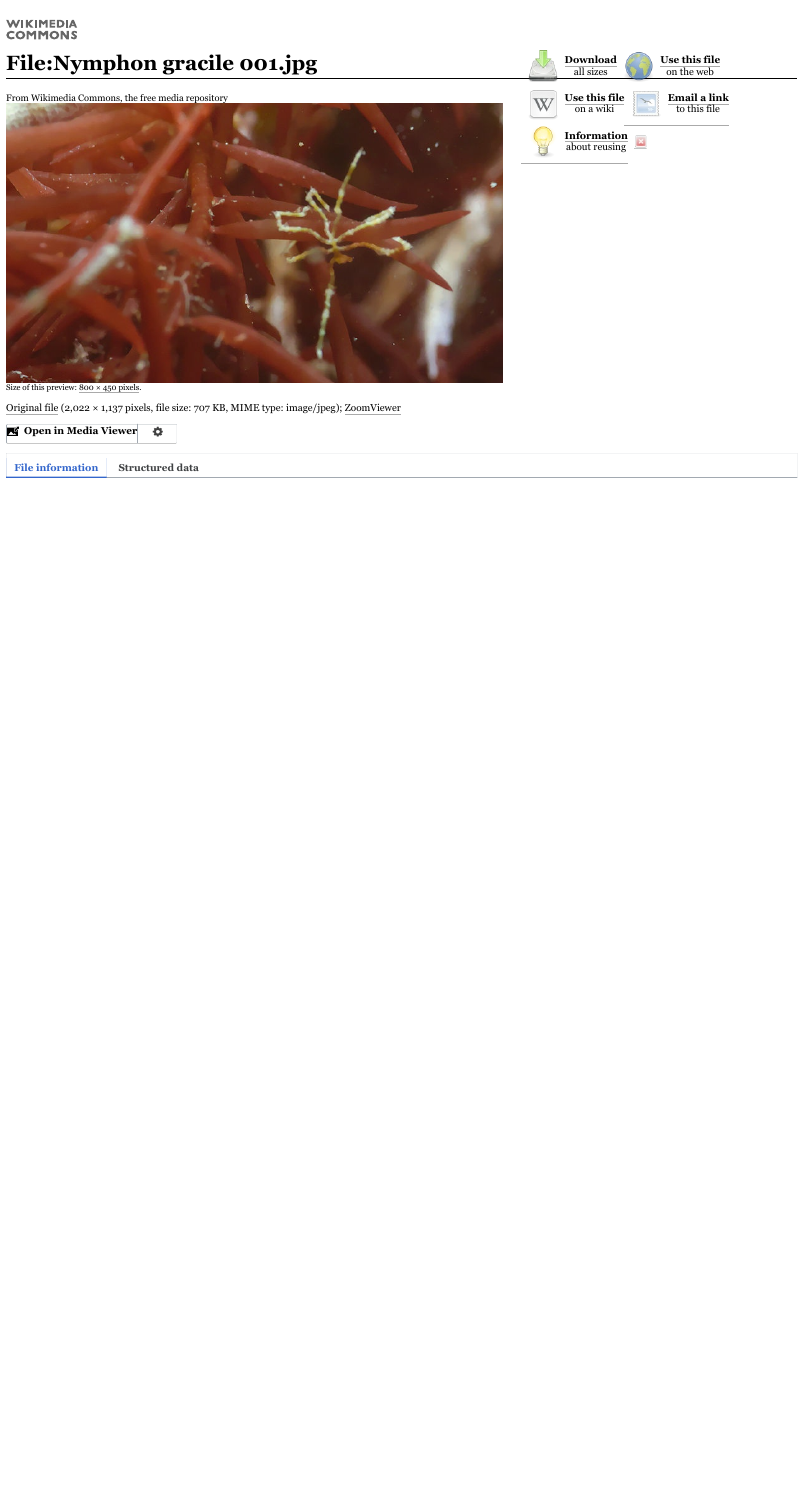WIKIMEDIA COMMONS

# File:Nymphon gracile 001.jpg

Download all sizes | Use this file on the web | Use this file on a wiki | Email a link to this file | Information about reusing

From Wikimedia Commons, the free media repository

Size of this preview: 800 × 450 pixels.

Original file (2,022 × 1,137 pixels, file size: 707 KB, MIME type: image/jpeg); ZoomViewer

**Open in Media Viewer**

**File information** | **Structured data**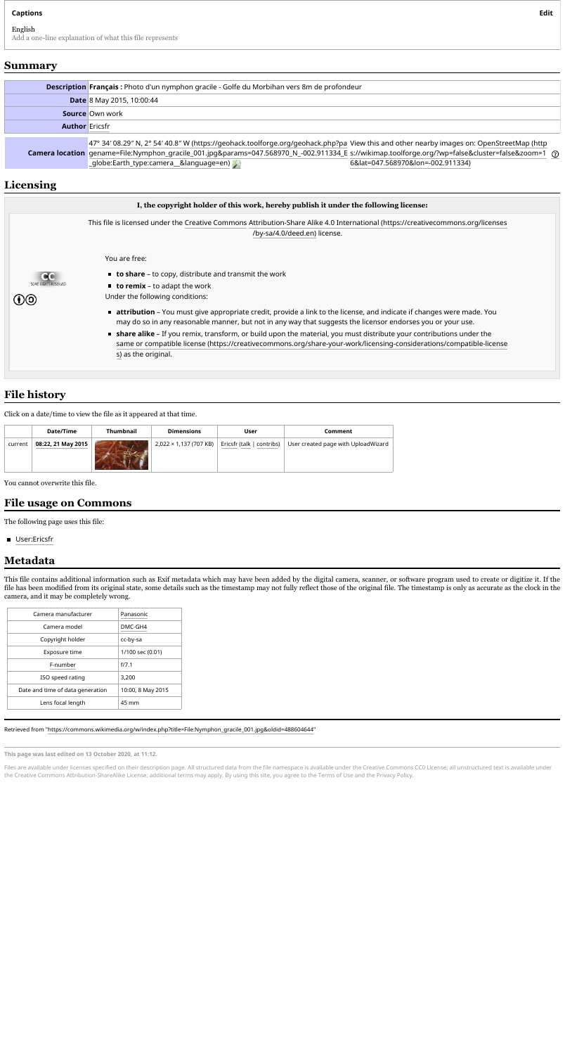**Captions** **Edit**

English

Add a one-line explanation of what this file represents

## Summary

| | |
|---|---|
| **Description** | **Français :** Photo d'un nymphon gracile - Golfe du Morbihan vers 8m de profondeur |
| **Date** | 8 May 2015, 10:00:44 |
| **Source** | Own work |
| **Author** | Ericsfr |

| | | |
|---|---|---|
| **Camera location** | 47° 34′ 08.29″ N, 2° 54′ 40.8″ W (https://geohack.toolforge.org/geohack.php?pagename=File:Nymphon_gracile_001.jpg&params=047.568970_N_-002.911334_E_globe:Earth_type:camera__&language=en) | View this and other nearby images on: OpenStreetMap (https://wikimap.toolforge.org/?wp=false&cluster=false&zoom=16&lat=047.568970&lon=-002.911334) |

## Licensing

**I, the copyright holder of this work, hereby publish it under the following license:**

This file is licensed under the Creative Commons Attribution-Share Alike 4.0 International (https://creativecommons.org/licenses/by-sa/4.0/deed.en) license.

You are free:

- **to share** – to copy, distribute and transmit the work
- **to remix** – to adapt the work

Under the following conditions:

- **attribution** – You must give appropriate credit, provide a link to the license, and indicate if changes were made. You may do so in any reasonable manner, but not in any way that suggests the licensor endorses you or your use.
- **share alike** – If you remix, transform, or build upon the material, you must distribute your contributions under the same or compatible license (https://creativecommons.org/share-your-work/licensing-considerations/compatible-licenses) as the original.

## File history

Click on a date/time to view the file as it appeared at that time.

| | Date/Time | Thumbnail | Dimensions | User | Comment |
|---|---|---|---|---|---|
| current | **08:22, 21 May 2015** | | 2,022 × 1,137 (707 KB) | Ericsfr (talk \| contribs) | User created page with UploadWizard |

You cannot overwrite this file.

## File usage on Commons

The following page uses this file:

- User:Ericsfr

## Metadata

This file contains additional information such as Exif metadata which may have been added by the digital camera, scanner, or software program used to create or digitize it. If the file has been modified from its original state, some details such as the timestamp may not fully reflect those of the original file. The timestamp is only as accurate as the clock in the camera, and it may be completely wrong.

| | |
|---|---|
| Camera manufacturer | Panasonic |
| Camera model | DMC-GH4 |
| Copyright holder | cc-by-sa |
| Exposure time | 1/100 sec (0.01) |
| F-number | f/7.1 |
| ISO speed rating | 3,200 |
| Date and time of data generation | 10:00, 8 May 2015 |
| Lens focal length | 45 mm |

Retrieved from "https://commons.wikimedia.org/w/index.php?title=File:Nymphon_gracile_001.jpg&oldid=488604644"

This page was last edited on 13 October 2020, at 11:12.

Files are available under licenses specified on their description page. All structured data from the file namespace is available under the Creative Commons CC0 License; all unstructured text is available under the Creative Commons Attribution-ShareAlike License; additional terms may apply. By using this site, you agree to the Terms of Use and the Privacy Policy.